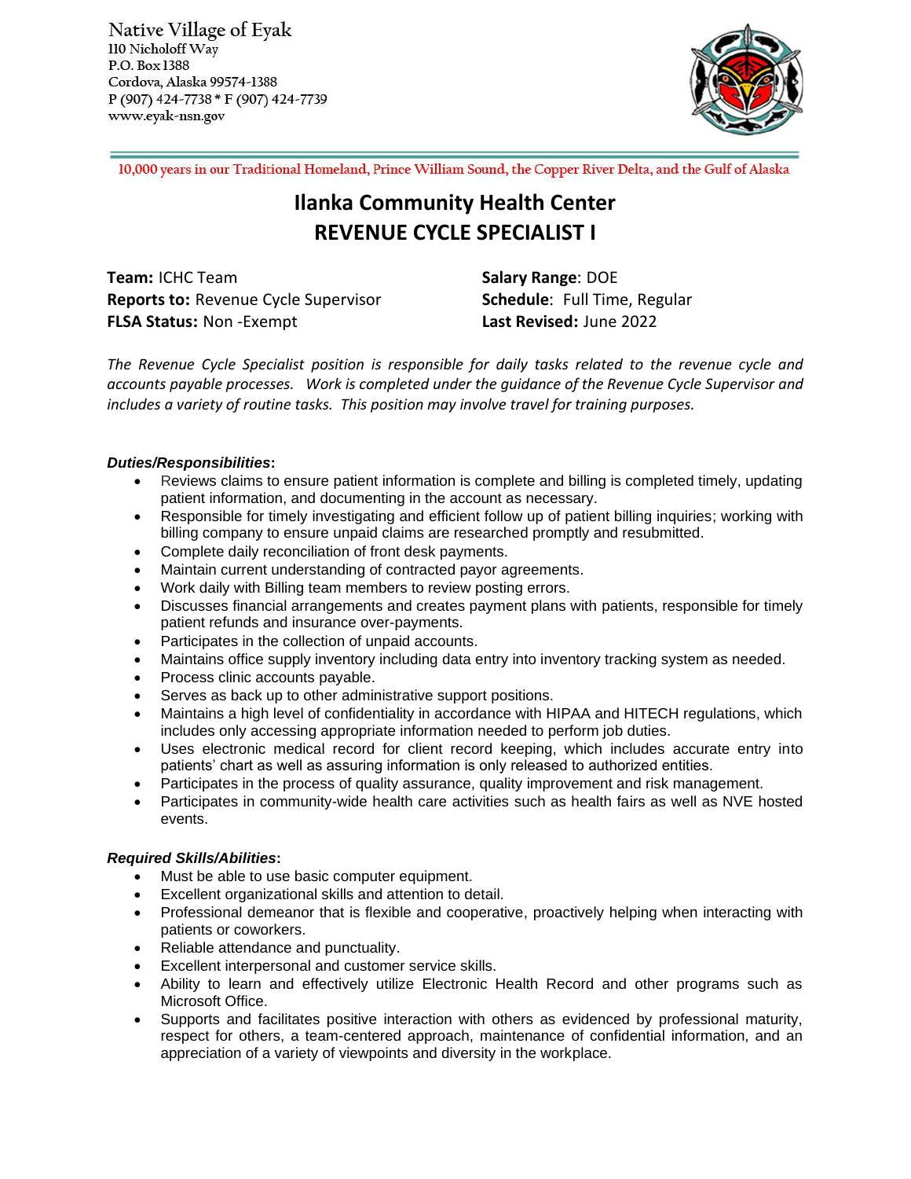Native Village of Eyak
110 Nicholoff Way
P.O. Box 1388
Cordova, Alaska 99574-1388
P (907) 424-7738 * F (907) 424-7739
www.eyak-nsn.gov

10,000 years in our Traditional Homeland, Prince William Sound, the Copper River Delta, and the Gulf of Alaska

# Ilanka Community Health Center
# REVENUE CYCLE SPECIALIST I

**Team:** ICHC Team
**Reports to:** Revenue Cycle Supervisor
**FLSA Status:** Non -Exempt

**Salary Range**: DOE
**Schedule**: Full Time, Regular
**Last Revised:** June 2022

*The Revenue Cycle Specialist position is responsible for daily tasks related to the revenue cycle and accounts payable processes. Work is completed under the guidance of the Revenue Cycle Supervisor and includes a variety of routine tasks. This position may involve travel for training purposes.*

***Duties/Responsibilities*:**

- Reviews claims to ensure patient information is complete and billing is completed timely, updating patient information, and documenting in the account as necessary.
- Responsible for timely investigating and efficient follow up of patient billing inquiries; working with billing company to ensure unpaid claims are researched promptly and resubmitted.
- Complete daily reconciliation of front desk payments.
- Maintain current understanding of contracted payor agreements.
- Work daily with Billing team members to review posting errors.
- Discusses financial arrangements and creates payment plans with patients, responsible for timely patient refunds and insurance over-payments.
- Participates in the collection of unpaid accounts.
- Maintains office supply inventory including data entry into inventory tracking system as needed.
- Process clinic accounts payable.
- Serves as back up to other administrative support positions.
- Maintains a high level of confidentiality in accordance with HIPAA and HITECH regulations, which includes only accessing appropriate information needed to perform job duties.
- Uses electronic medical record for client record keeping, which includes accurate entry into patients' chart as well as assuring information is only released to authorized entities.
- Participates in the process of quality assurance, quality improvement and risk management.
- Participates in community-wide health care activities such as health fairs as well as NVE hosted events.

***Required Skills/Abilities*:**

- Must be able to use basic computer equipment.
- Excellent organizational skills and attention to detail.
- Professional demeanor that is flexible and cooperative, proactively helping when interacting with patients or coworkers.
- Reliable attendance and punctuality.
- Excellent interpersonal and customer service skills.
- Ability to learn and effectively utilize Electronic Health Record and other programs such as Microsoft Office.
- Supports and facilitates positive interaction with others as evidenced by professional maturity, respect for others, a team-centered approach, maintenance of confidential information, and an appreciation of a variety of viewpoints and diversity in the workplace.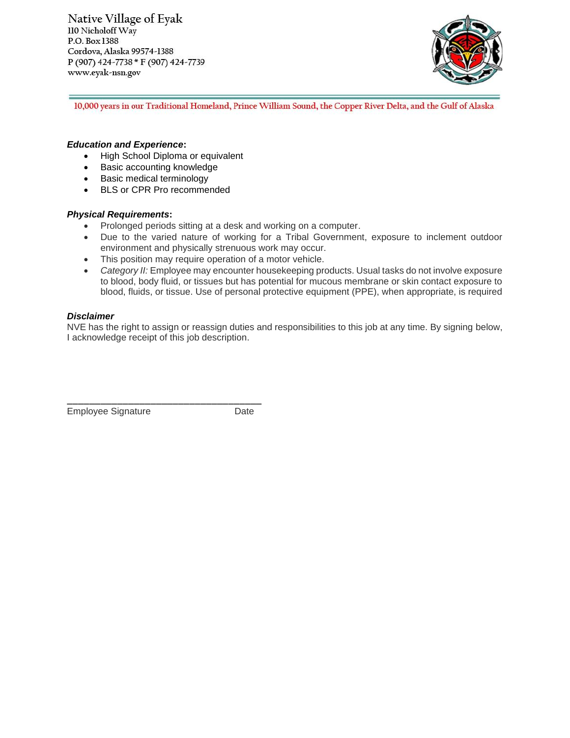***Education and Experience*:**

- High School Diploma or equivalent
- Basic accounting knowledge
- Basic medical terminology
- BLS or CPR Pro recommended

***Physical Requirements*:**

- Prolonged periods sitting at a desk and working on a computer.
- Due to the varied nature of working for a Tribal Government, exposure to inclement outdoor environment and physically strenuous work may occur.
- This position may require operation of a motor vehicle.
- *Category II:* Employee may encounter housekeeping products. Usual tasks do not involve exposure to blood, body fluid, or tissues but has potential for mucous membrane or skin contact exposure to blood, fluids, or tissue. Use of personal protective equipment (PPE), when appropriate, is required

***Disclaimer***

NVE has the right to assign or reassign duties and responsibilities to this job at any time. By signing below, I acknowledge receipt of this job description.

______________________________________

Employee Signature                                  Date